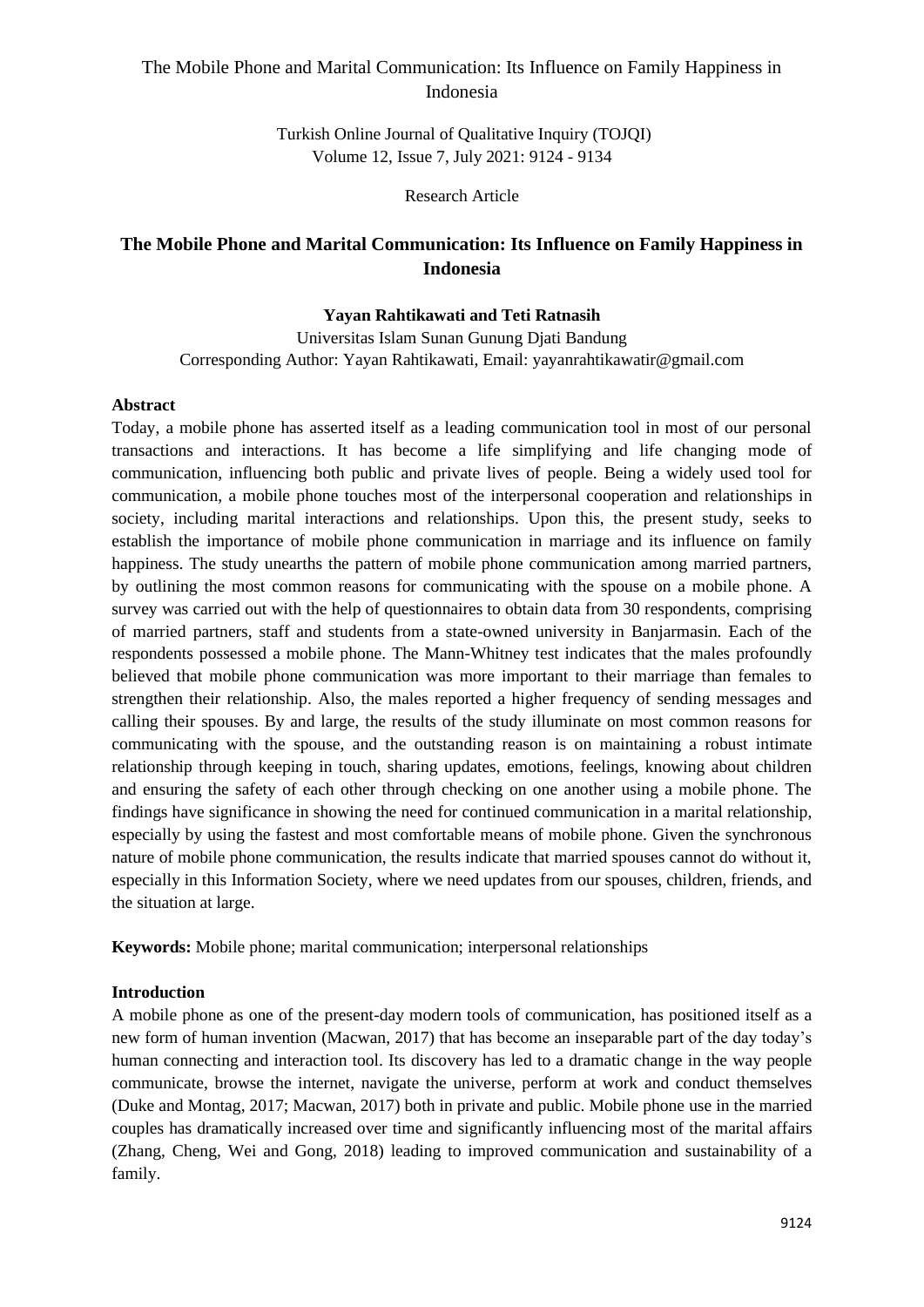Research Article

# The Mobile Phone and Marital Communication: Its Influence on Family Happiness in Indonesia

**Yayan Rahtikawati and Teti Ratnasih**

Universitas Islam Sunan Gunung Djati Bandung

Corresponding Author: Yayan Rahtikawati, Email: yayanrahtikawatir@gmail.com

## Abstract

Today, a mobile phone has asserted itself as a leading communication tool in most of our personal transactions and interactions. It has become a life simplifying and life changing mode of communication, influencing both public and private lives of people. Being a widely used tool for communication, a mobile phone touches most of the interpersonal cooperation and relationships in society, including marital interactions and relationships. Upon this, the present study, seeks to establish the importance of mobile phone communication in marriage and its influence on family happiness. The study unearths the pattern of mobile phone communication among married partners, by outlining the most common reasons for communicating with the spouse on a mobile phone. A survey was carried out with the help of questionnaires to obtain data from 30 respondents, comprising of married partners, staff and students from a state-owned university in Banjarmasin. Each of the respondents possessed a mobile phone. The Mann-Whitney test indicates that the males profoundly believed that mobile phone communication was more important to their marriage than females to strengthen their relationship. Also, the males reported a higher frequency of sending messages and calling their spouses. By and large, the results of the study illuminate on most common reasons for communicating with the spouse, and the outstanding reason is on maintaining a robust intimate relationship through keeping in touch, sharing updates, emotions, feelings, knowing about children and ensuring the safety of each other through checking on one another using a mobile phone. The findings have significance in showing the need for continued communication in a marital relationship, especially by using the fastest and most comfortable means of mobile phone. Given the synchronous nature of mobile phone communication, the results indicate that married spouses cannot do without it, especially in this Information Society, where we need updates from our spouses, children, friends, and the situation at large.

**Keywords:** Mobile phone; marital communication; interpersonal relationships

## Introduction

A mobile phone as one of the present-day modern tools of communication, has positioned itself as a new form of human invention (Macwan, 2017) that has become an inseparable part of the day today's human connecting and interaction tool. Its discovery has led to a dramatic change in the way people communicate, browse the internet, navigate the universe, perform at work and conduct themselves (Duke and Montag, 2017; Macwan, 2017) both in private and public. Mobile phone use in the married couples has dramatically increased over time and significantly influencing most of the marital affairs (Zhang, Cheng, Wei and Gong, 2018) leading to improved communication and sustainability of a family.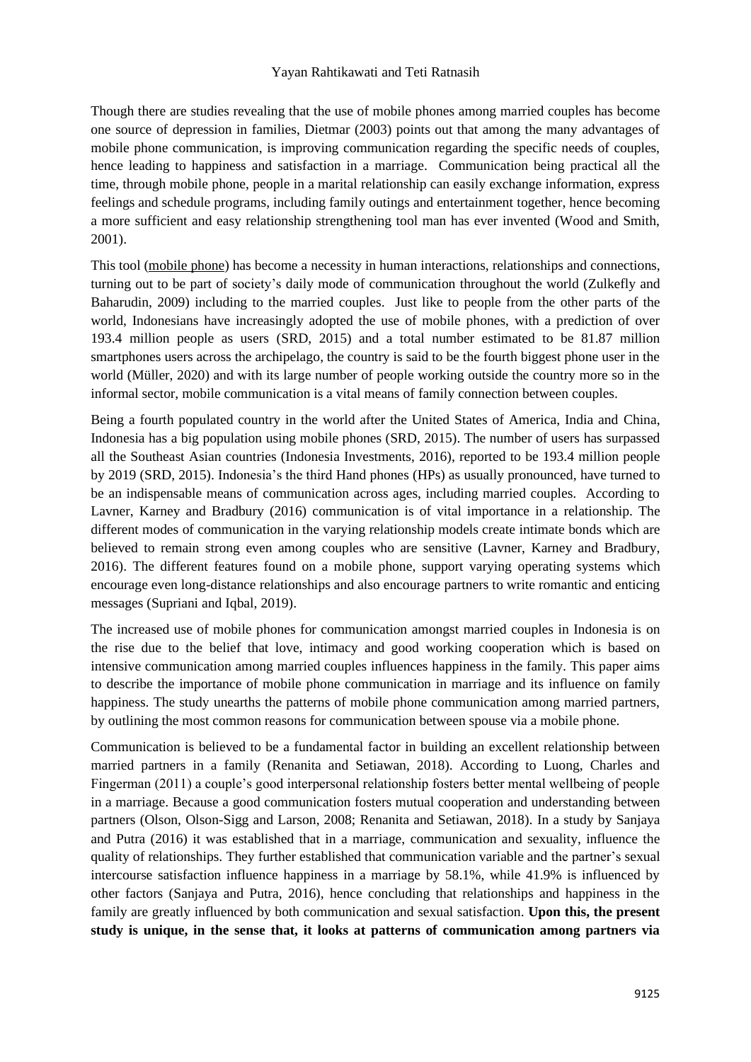Though there are studies revealing that the use of mobile phones among married couples has become one source of depression in families, Dietmar (2003) points out that among the many advantages of mobile phone communication, is improving communication regarding the specific needs of couples, hence leading to happiness and satisfaction in a marriage. Communication being practical all the time, through mobile phone, people in a marital relationship can easily exchange information, express feelings and schedule programs, including family outings and entertainment together, hence becoming a more sufficient and easy relationship strengthening tool man has ever invented (Wood and Smith, 2001).

This tool (mobile phone) has become a necessity in human interactions, relationships and connections, turning out to be part of society's daily mode of communication throughout the world (Zulkefly and Baharudin, 2009) including to the married couples. Just like to people from the other parts of the world, Indonesians have increasingly adopted the use of mobile phones, with a prediction of over 193.4 million people as users (SRD, 2015) and a total number estimated to be 81.87 million smartphones users across the archipelago, the country is said to be the fourth biggest phone user in the world (Müller, 2020) and with its large number of people working outside the country more so in the informal sector, mobile communication is a vital means of family connection between couples.

Being a fourth populated country in the world after the United States of America, India and China, Indonesia has a big population using mobile phones (SRD, 2015). The number of users has surpassed all the Southeast Asian countries (Indonesia Investments, 2016), reported to be 193.4 million people by 2019 (SRD, 2015). Indonesia's the third Hand phones (HPs) as usually pronounced, have turned to be an indispensable means of communication across ages, including married couples. According to Lavner, Karney and Bradbury (2016) communication is of vital importance in a relationship. The different modes of communication in the varying relationship models create intimate bonds which are believed to remain strong even among couples who are sensitive (Lavner, Karney and Bradbury, 2016). The different features found on a mobile phone, support varying operating systems which encourage even long-distance relationships and also encourage partners to write romantic and enticing messages (Supriani and Iqbal, 2019).

The increased use of mobile phones for communication amongst married couples in Indonesia is on the rise due to the belief that love, intimacy and good working cooperation which is based on intensive communication among married couples influences happiness in the family. This paper aims to describe the importance of mobile phone communication in marriage and its influence on family happiness. The study unearths the patterns of mobile phone communication among married partners, by outlining the most common reasons for communication between spouse via a mobile phone.

Communication is believed to be a fundamental factor in building an excellent relationship between married partners in a family (Renanita and Setiawan, 2018). According to Luong, Charles and Fingerman (2011) a couple's good interpersonal relationship fosters better mental wellbeing of people in a marriage. Because a good communication fosters mutual cooperation and understanding between partners (Olson, Olson-Sigg and Larson, 2008; Renanita and Setiawan, 2018). In a study by Sanjaya and Putra (2016) it was established that in a marriage, communication and sexuality, influence the quality of relationships. They further established that communication variable and the partner's sexual intercourse satisfaction influence happiness in a marriage by 58.1%, while 41.9% is influenced by other factors (Sanjaya and Putra, 2016), hence concluding that relationships and happiness in the family are greatly influenced by both communication and sexual satisfaction. **Upon this, the present study is unique, in the sense that, it looks at patterns of communication among partners via**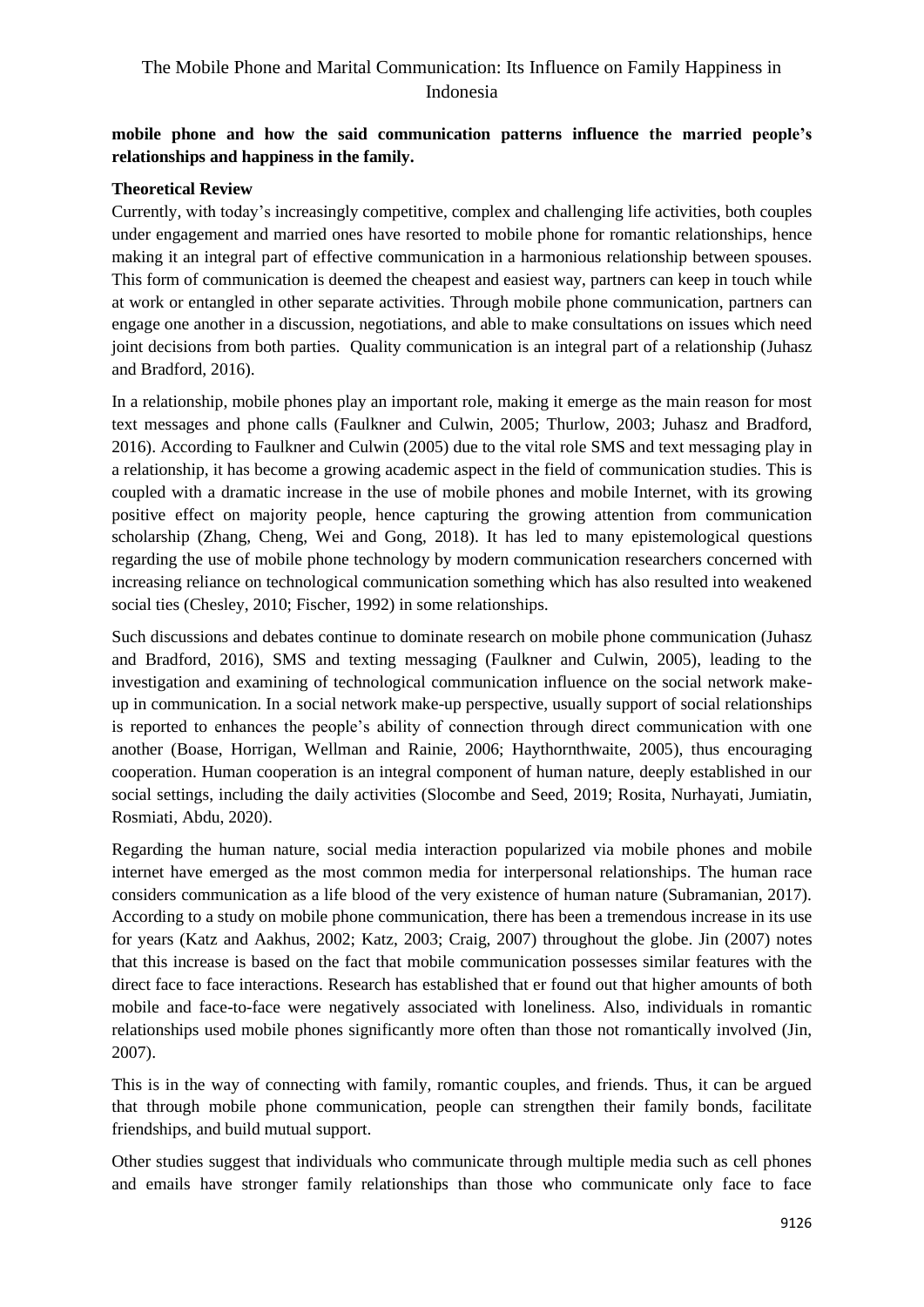**mobile phone and how the said communication patterns influence the married people's relationships and happiness in the family.**

**Theoretical Review**

Currently, with today's increasingly competitive, complex and challenging life activities, both couples under engagement and married ones have resorted to mobile phone for romantic relationships, hence making it an integral part of effective communication in a harmonious relationship between spouses. This form of communication is deemed the cheapest and easiest way, partners can keep in touch while at work or entangled in other separate activities. Through mobile phone communication, partners can engage one another in a discussion, negotiations, and able to make consultations on issues which need joint decisions from both parties. Quality communication is an integral part of a relationship (Juhasz and Bradford, 2016).

In a relationship, mobile phones play an important role, making it emerge as the main reason for most text messages and phone calls (Faulkner and Culwin, 2005; Thurlow, 2003; Juhasz and Bradford, 2016). According to Faulkner and Culwin (2005) due to the vital role SMS and text messaging play in a relationship, it has become a growing academic aspect in the field of communication studies. This is coupled with a dramatic increase in the use of mobile phones and mobile Internet, with its growing positive effect on majority people, hence capturing the growing attention from communication scholarship (Zhang, Cheng, Wei and Gong, 2018). It has led to many epistemological questions regarding the use of mobile phone technology by modern communication researchers concerned with increasing reliance on technological communication something which has also resulted into weakened social ties (Chesley, 2010; Fischer, 1992) in some relationships.

Such discussions and debates continue to dominate research on mobile phone communication (Juhasz and Bradford, 2016), SMS and texting messaging (Faulkner and Culwin, 2005), leading to the investigation and examining of technological communication influence on the social network make-up in communication. In a social network make-up perspective, usually support of social relationships is reported to enhances the people's ability of connection through direct communication with one another (Boase, Horrigan, Wellman and Rainie, 2006; Haythornthwaite, 2005), thus encouraging cooperation. Human cooperation is an integral component of human nature, deeply established in our social settings, including the daily activities (Slocombe and Seed, 2019; Rosita, Nurhayati, Jumiatin, Rosmiati, Abdu, 2020).

Regarding the human nature, social media interaction popularized via mobile phones and mobile internet have emerged as the most common media for interpersonal relationships. The human race considers communication as a life blood of the very existence of human nature (Subramanian, 2017). According to a study on mobile phone communication, there has been a tremendous increase in its use for years (Katz and Aakhus, 2002; Katz, 2003; Craig, 2007) throughout the globe. Jin (2007) notes that this increase is based on the fact that mobile communication possesses similar features with the direct face to face interactions. Research has established that er found out that higher amounts of both mobile and face-to-face were negatively associated with loneliness. Also, individuals in romantic relationships used mobile phones significantly more often than those not romantically involved (Jin, 2007).

This is in the way of connecting with family, romantic couples, and friends. Thus, it can be argued that through mobile phone communication, people can strengthen their family bonds, facilitate friendships, and build mutual support.

Other studies suggest that individuals who communicate through multiple media such as cell phones and emails have stronger family relationships than those who communicate only face to face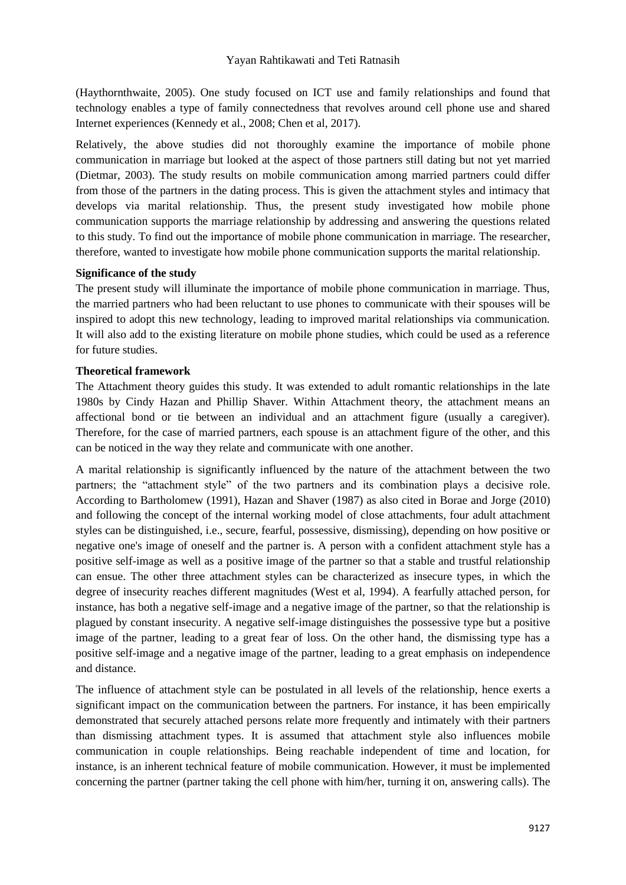(Haythornthwaite, 2005). One study focused on ICT use and family relationships and found that technology enables a type of family connectedness that revolves around cell phone use and shared Internet experiences (Kennedy et al., 2008; Chen et al, 2017).

Relatively, the above studies did not thoroughly examine the importance of mobile phone communication in marriage but looked at the aspect of those partners still dating but not yet married (Dietmar, 2003). The study results on mobile communication among married partners could differ from those of the partners in the dating process. This is given the attachment styles and intimacy that develops via marital relationship. Thus, the present study investigated how mobile phone communication supports the marriage relationship by addressing and answering the questions related to this study. To find out the importance of mobile phone communication in marriage. The researcher, therefore, wanted to investigate how mobile phone communication supports the marital relationship.

**Significance of the study**

The present study will illuminate the importance of mobile phone communication in marriage. Thus, the married partners who had been reluctant to use phones to communicate with their spouses will be inspired to adopt this new technology, leading to improved marital relationships via communication. It will also add to the existing literature on mobile phone studies, which could be used as a reference for future studies.

**Theoretical framework**

The Attachment theory guides this study. It was extended to adult romantic relationships in the late 1980s by Cindy Hazan and Phillip Shaver. Within Attachment theory, the attachment means an affectional bond or tie between an individual and an attachment figure (usually a caregiver). Therefore, for the case of married partners, each spouse is an attachment figure of the other, and this can be noticed in the way they relate and communicate with one another.

A marital relationship is significantly influenced by the nature of the attachment between the two partners; the "attachment style" of the two partners and its combination plays a decisive role. According to Bartholomew (1991), Hazan and Shaver (1987) as also cited in Borae and Jorge (2010) and following the concept of the internal working model of close attachments, four adult attachment styles can be distinguished, i.e., secure, fearful, possessive, dismissing), depending on how positive or negative one's image of oneself and the partner is. A person with a confident attachment style has a positive self-image as well as a positive image of the partner so that a stable and trustful relationship can ensue. The other three attachment styles can be characterized as insecure types, in which the degree of insecurity reaches different magnitudes (West et al, 1994). A fearfully attached person, for instance, has both a negative self-image and a negative image of the partner, so that the relationship is plagued by constant insecurity. A negative self-image distinguishes the possessive type but a positive image of the partner, leading to a great fear of loss. On the other hand, the dismissing type has a positive self-image and a negative image of the partner, leading to a great emphasis on independence and distance.

The influence of attachment style can be postulated in all levels of the relationship, hence exerts a significant impact on the communication between the partners. For instance, it has been empirically demonstrated that securely attached persons relate more frequently and intimately with their partners than dismissing attachment types. It is assumed that attachment style also influences mobile communication in couple relationships. Being reachable independent of time and location, for instance, is an inherent technical feature of mobile communication. However, it must be implemented concerning the partner (partner taking the cell phone with him/her, turning it on, answering calls). The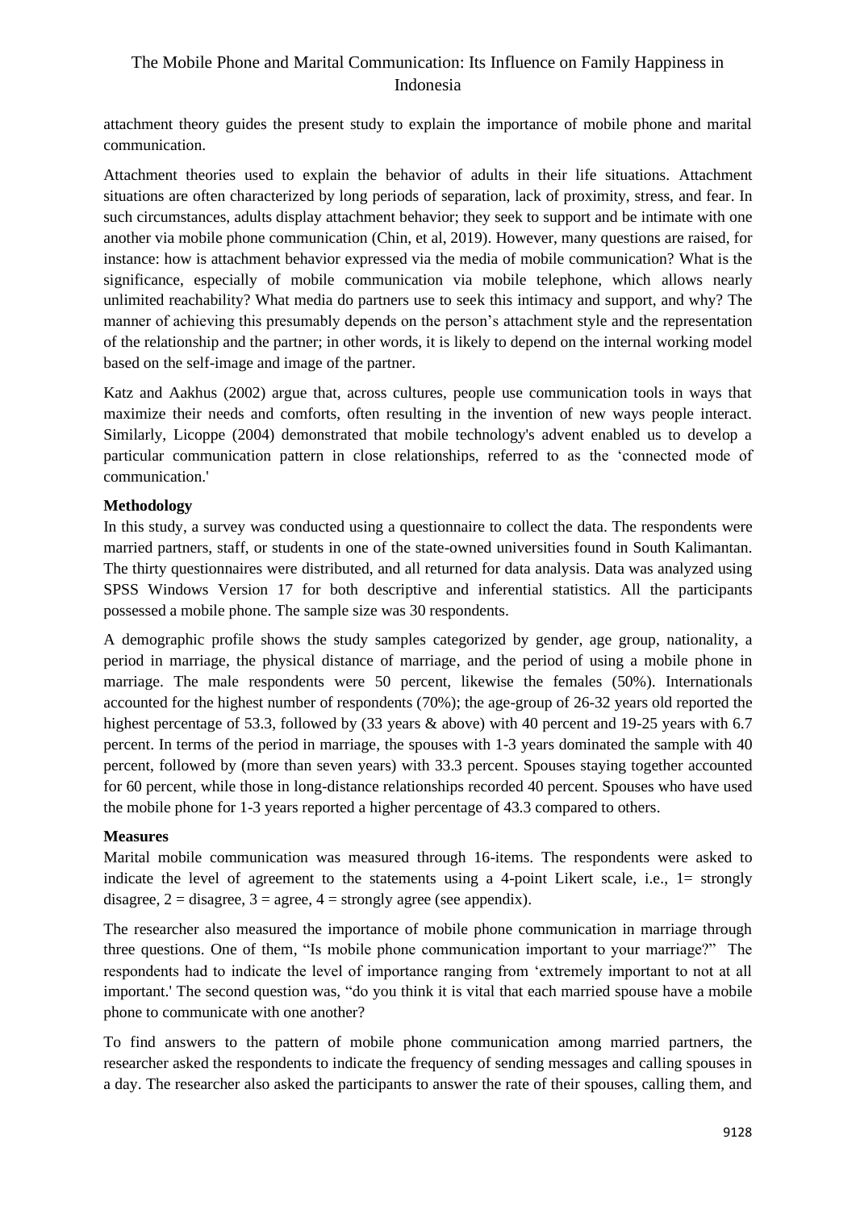attachment theory guides the present study to explain the importance of mobile phone and marital communication.

Attachment theories used to explain the behavior of adults in their life situations. Attachment situations are often characterized by long periods of separation, lack of proximity, stress, and fear. In such circumstances, adults display attachment behavior; they seek to support and be intimate with one another via mobile phone communication (Chin, et al, 2019). However, many questions are raised, for instance: how is attachment behavior expressed via the media of mobile communication? What is the significance, especially of mobile communication via mobile telephone, which allows nearly unlimited reachability? What media do partners use to seek this intimacy and support, and why? The manner of achieving this presumably depends on the person's attachment style and the representation of the relationship and the partner; in other words, it is likely to depend on the internal working model based on the self-image and image of the partner.

Katz and Aakhus (2002) argue that, across cultures, people use communication tools in ways that maximize their needs and comforts, often resulting in the invention of new ways people interact. Similarly, Licoppe (2004) demonstrated that mobile technology's advent enabled us to develop a particular communication pattern in close relationships, referred to as the 'connected mode of communication.'

**Methodology**

In this study, a survey was conducted using a questionnaire to collect the data. The respondents were married partners, staff, or students in one of the state-owned universities found in South Kalimantan. The thirty questionnaires were distributed, and all returned for data analysis. Data was analyzed using SPSS Windows Version 17 for both descriptive and inferential statistics. All the participants possessed a mobile phone. The sample size was 30 respondents.

A demographic profile shows the study samples categorized by gender, age group, nationality, a period in marriage, the physical distance of marriage, and the period of using a mobile phone in marriage. The male respondents were 50 percent, likewise the females (50%). Internationals accounted for the highest number of respondents (70%); the age-group of 26-32 years old reported the highest percentage of 53.3, followed by (33 years & above) with 40 percent and 19-25 years with 6.7 percent. In terms of the period in marriage, the spouses with 1-3 years dominated the sample with 40 percent, followed by (more than seven years) with 33.3 percent. Spouses staying together accounted for 60 percent, while those in long-distance relationships recorded 40 percent. Spouses who have used the mobile phone for 1-3 years reported a higher percentage of 43.3 compared to others.

**Measures**

Marital mobile communication was measured through 16-items. The respondents were asked to indicate the level of agreement to the statements using a 4-point Likert scale, i.e., 1= strongly disagree, 2 = disagree, 3 = agree, 4 = strongly agree (see appendix).

The researcher also measured the importance of mobile phone communication in marriage through three questions. One of them, "Is mobile phone communication important to your marriage?" The respondents had to indicate the level of importance ranging from 'extremely important to not at all important.' The second question was, "do you think it is vital that each married spouse have a mobile phone to communicate with one another?

To find answers to the pattern of mobile phone communication among married partners, the researcher asked the respondents to indicate the frequency of sending messages and calling spouses in a day. The researcher also asked the participants to answer the rate of their spouses, calling them, and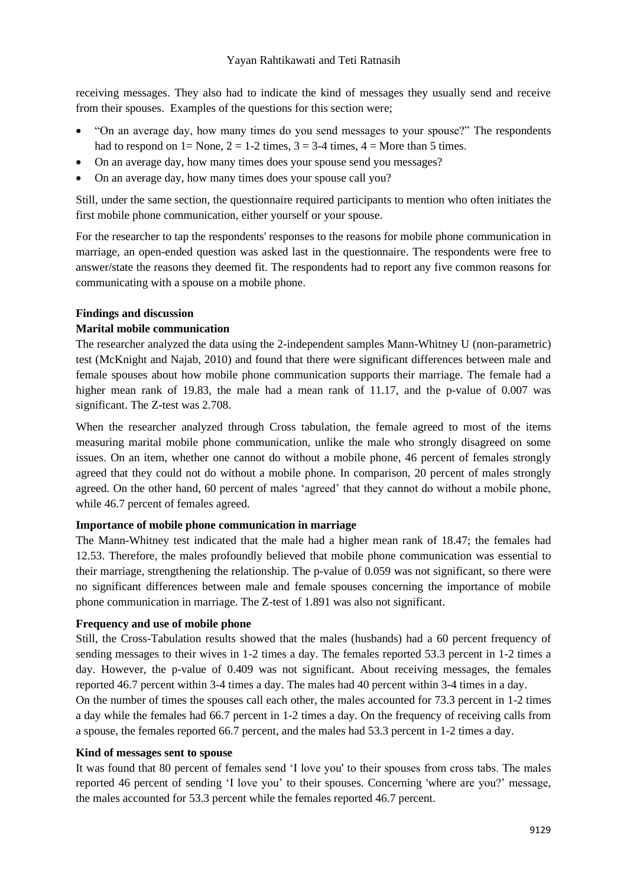receiving messages. They also had to indicate the kind of messages they usually send and receive from their spouses. Examples of the questions for this section were;

- "On an average day, how many times do you send messages to your spouse?" The respondents had to respond on 1= None, 2 = 1-2 times, 3 = 3-4 times, 4 = More than 5 times.
- On an average day, how many times does your spouse send you messages?
- On an average day, how many times does your spouse call you?

Still, under the same section, the questionnaire required participants to mention who often initiates the first mobile phone communication, either yourself or your spouse.

For the researcher to tap the respondents' responses to the reasons for mobile phone communication in marriage, an open-ended question was asked last in the questionnaire. The respondents were free to answer/state the reasons they deemed fit. The respondents had to report any five common reasons for communicating with a spouse on a mobile phone.

## Findings and discussion

### Marital mobile communication

The researcher analyzed the data using the 2-independent samples Mann-Whitney U (non-parametric) test (McKnight and Najab, 2010) and found that there were significant differences between male and female spouses about how mobile phone communication supports their marriage. The female had a higher mean rank of 19.83, the male had a mean rank of 11.17, and the p-value of 0.007 was significant. The Z-test was 2.708.

When the researcher analyzed through Cross tabulation, the female agreed to most of the items measuring marital mobile phone communication, unlike the male who strongly disagreed on some issues. On an item, whether one cannot do without a mobile phone, 46 percent of females strongly agreed that they could not do without a mobile phone. In comparison, 20 percent of males strongly agreed. On the other hand, 60 percent of males 'agreed' that they cannot do without a mobile phone, while 46.7 percent of females agreed.

### Importance of mobile phone communication in marriage

The Mann-Whitney test indicated that the male had a higher mean rank of 18.47; the females had 12.53. Therefore, the males profoundly believed that mobile phone communication was essential to their marriage, strengthening the relationship. The p-value of 0.059 was not significant, so there were no significant differences between male and female spouses concerning the importance of mobile phone communication in marriage. The Z-test of 1.891 was also not significant.

### Frequency and use of mobile phone

Still, the Cross-Tabulation results showed that the males (husbands) had a 60 percent frequency of sending messages to their wives in 1-2 times a day. The females reported 53.3 percent in 1-2 times a day. However, the p-value of 0.409 was not significant. About receiving messages, the females reported 46.7 percent within 3-4 times a day. The males had 40 percent within 3-4 times in a day.

On the number of times the spouses call each other, the males accounted for 73.3 percent in 1-2 times a day while the females had 66.7 percent in 1-2 times a day. On the frequency of receiving calls from a spouse, the females reported 66.7 percent, and the males had 53.3 percent in 1-2 times a day.

### Kind of messages sent to spouse

It was found that 80 percent of females send 'I love you' to their spouses from cross tabs. The males reported 46 percent of sending 'I love you' to their spouses. Concerning 'where are you?' message, the males accounted for 53.3 percent while the females reported 46.7 percent.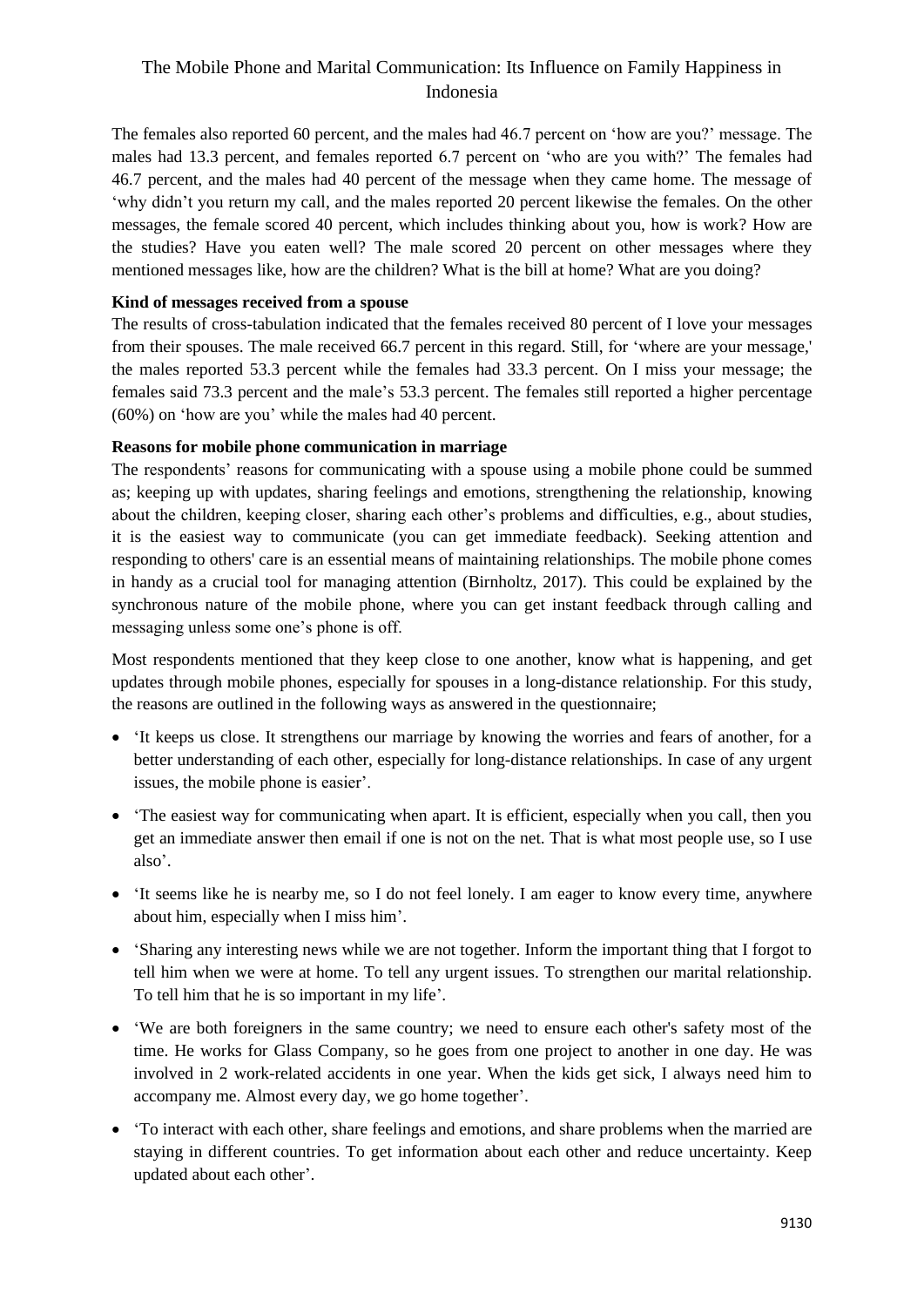The females also reported 60 percent, and the males had 46.7 percent on 'how are you?' message. The males had 13.3 percent, and females reported 6.7 percent on 'who are you with?' The females had 46.7 percent, and the males had 40 percent of the message when they came home. The message of 'why didn't you return my call, and the males reported 20 percent likewise the females. On the other messages, the female scored 40 percent, which includes thinking about you, how is work? How are the studies? Have you eaten well? The male scored 20 percent on other messages where they mentioned messages like, how are the children? What is the bill at home? What are you doing?

**Kind of messages received from a spouse**

The results of cross-tabulation indicated that the females received 80 percent of I love your messages from their spouses. The male received 66.7 percent in this regard. Still, for 'where are your message,' the males reported 53.3 percent while the females had 33.3 percent. On I miss your message; the females said 73.3 percent and the male's 53.3 percent. The females still reported a higher percentage (60%) on 'how are you' while the males had 40 percent.

**Reasons for mobile phone communication in marriage**

The respondents' reasons for communicating with a spouse using a mobile phone could be summed as; keeping up with updates, sharing feelings and emotions, strengthening the relationship, knowing about the children, keeping closer, sharing each other's problems and difficulties, e.g., about studies, it is the easiest way to communicate (you can get immediate feedback). Seeking attention and responding to others' care is an essential means of maintaining relationships. The mobile phone comes in handy as a crucial tool for managing attention (Birnholtz, 2017). This could be explained by the synchronous nature of the mobile phone, where you can get instant feedback through calling and messaging unless some one's phone is off.

Most respondents mentioned that they keep close to one another, know what is happening, and get updates through mobile phones, especially for spouses in a long-distance relationship. For this study, the reasons are outlined in the following ways as answered in the questionnaire;

- 'It keeps us close. It strengthens our marriage by knowing the worries and fears of another, for a better understanding of each other, especially for long-distance relationships. In case of any urgent issues, the mobile phone is easier'.
- 'The easiest way for communicating when apart. It is efficient, especially when you call, then you get an immediate answer then email if one is not on the net. That is what most people use, so I use also'.
- 'It seems like he is nearby me, so I do not feel lonely. I am eager to know every time, anywhere about him, especially when I miss him'.
- 'Sharing any interesting news while we are not together. Inform the important thing that I forgot to tell him when we were at home. To tell any urgent issues. To strengthen our marital relationship. To tell him that he is so important in my life'.
- 'We are both foreigners in the same country; we need to ensure each other's safety most of the time. He works for Glass Company, so he goes from one project to another in one day. He was involved in 2 work-related accidents in one year. When the kids get sick, I always need him to accompany me. Almost every day, we go home together'.
- 'To interact with each other, share feelings and emotions, and share problems when the married are staying in different countries. To get information about each other and reduce uncertainty. Keep updated about each other'.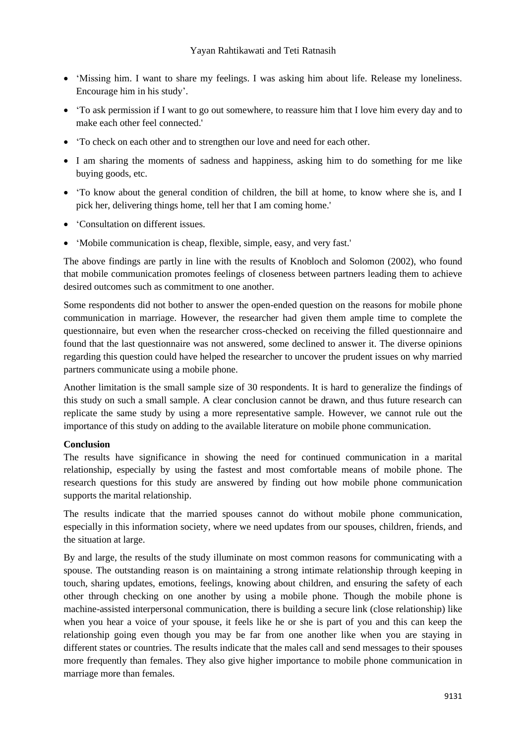- 'Missing him. I want to share my feelings. I was asking him about life. Release my loneliness. Encourage him in his study'.
- 'To ask permission if I want to go out somewhere, to reassure him that I love him every day and to make each other feel connected.'
- 'To check on each other and to strengthen our love and need for each other.
- I am sharing the moments of sadness and happiness, asking him to do something for me like buying goods, etc.
- 'To know about the general condition of children, the bill at home, to know where she is, and I pick her, delivering things home, tell her that I am coming home.'
- 'Consultation on different issues.
- 'Mobile communication is cheap, flexible, simple, easy, and very fast.'

The above findings are partly in line with the results of Knobloch and Solomon (2002), who found that mobile communication promotes feelings of closeness between partners leading them to achieve desired outcomes such as commitment to one another.

Some respondents did not bother to answer the open-ended question on the reasons for mobile phone communication in marriage. However, the researcher had given them ample time to complete the questionnaire, but even when the researcher cross-checked on receiving the filled questionnaire and found that the last questionnaire was not answered, some declined to answer it. The diverse opinions regarding this question could have helped the researcher to uncover the prudent issues on why married partners communicate using a mobile phone.

Another limitation is the small sample size of 30 respondents. It is hard to generalize the findings of this study on such a small sample. A clear conclusion cannot be drawn, and thus future research can replicate the same study by using a more representative sample. However, we cannot rule out the importance of this study on adding to the available literature on mobile phone communication.

**Conclusion**

The results have significance in showing the need for continued communication in a marital relationship, especially by using the fastest and most comfortable means of mobile phone. The research questions for this study are answered by finding out how mobile phone communication supports the marital relationship.

The results indicate that the married spouses cannot do without mobile phone communication, especially in this information society, where we need updates from our spouses, children, friends, and the situation at large.

By and large, the results of the study illuminate on most common reasons for communicating with a spouse. The outstanding reason is on maintaining a strong intimate relationship through keeping in touch, sharing updates, emotions, feelings, knowing about children, and ensuring the safety of each other through checking on one another by using a mobile phone. Though the mobile phone is machine-assisted interpersonal communication, there is building a secure link (close relationship) like when you hear a voice of your spouse, it feels like he or she is part of you and this can keep the relationship going even though you may be far from one another like when you are staying in different states or countries. The results indicate that the males call and send messages to their spouses more frequently than females. They also give higher importance to mobile phone communication in marriage more than females.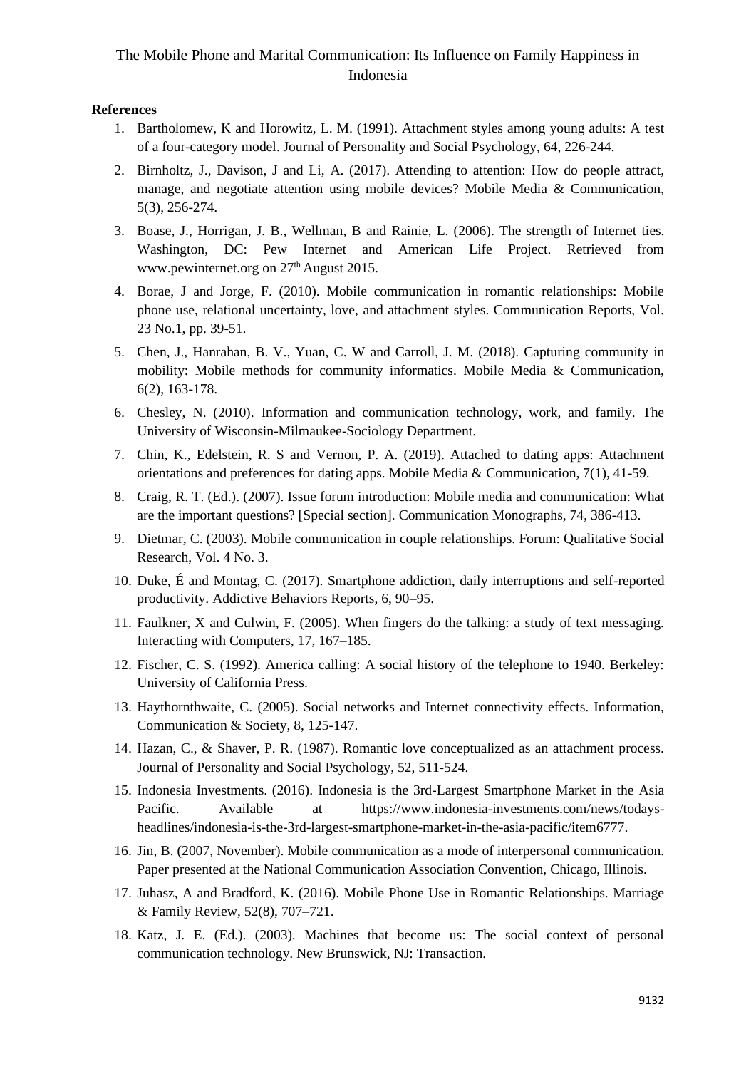**References**

1. Bartholomew, K and Horowitz, L. M. (1991). Attachment styles among young adults: A test of a four-category model. Journal of Personality and Social Psychology, 64, 226-244.
2. Birnholtz, J., Davison, J and Li, A. (2017). Attending to attention: How do people attract, manage, and negotiate attention using mobile devices? Mobile Media & Communication, 5(3), 256-274.
3. Boase, J., Horrigan, J. B., Wellman, B and Rainie, L. (2006). The strength of Internet ties. Washington, DC: Pew Internet and American Life Project. Retrieved from www.pewinternet.org on 27th August 2015.
4. Borae, J and Jorge, F. (2010). Mobile communication in romantic relationships: Mobile phone use, relational uncertainty, love, and attachment styles. Communication Reports, Vol. 23 No.1, pp. 39-51.
5. Chen, J., Hanrahan, B. V., Yuan, C. W and Carroll, J. M. (2018). Capturing community in mobility: Mobile methods for community informatics. Mobile Media & Communication, 6(2), 163-178.
6. Chesley, N. (2010). Information and communication technology, work, and family. The University of Wisconsin-Milmaukee-Sociology Department.
7. Chin, K., Edelstein, R. S and Vernon, P. A. (2019). Attached to dating apps: Attachment orientations and preferences for dating apps. Mobile Media & Communication, 7(1), 41-59.
8. Craig, R. T. (Ed.). (2007). Issue forum introduction: Mobile media and communication: What are the important questions? [Special section]. Communication Monographs, 74, 386-413.
9. Dietmar, C. (2003). Mobile communication in couple relationships. Forum: Qualitative Social Research, Vol. 4 No. 3.
10. Duke, É and Montag, C. (2017). Smartphone addiction, daily interruptions and self-reported productivity. Addictive Behaviors Reports, 6, 90–95.
11. Faulkner, X and Culwin, F. (2005). When fingers do the talking: a study of text messaging. Interacting with Computers, 17, 167–185.
12. Fischer, C. S. (1992). America calling: A social history of the telephone to 1940. Berkeley: University of California Press.
13. Haythornthwaite, C. (2005). Social networks and Internet connectivity effects. Information, Communication & Society, 8, 125-147.
14. Hazan, C., & Shaver, P. R. (1987). Romantic love conceptualized as an attachment process. Journal of Personality and Social Psychology, 52, 511-524.
15. Indonesia Investments. (2016). Indonesia is the 3rd-Largest Smartphone Market in the Asia Pacific. Available at https://www.indonesia-investments.com/news/todays-headlines/indonesia-is-the-3rd-largest-smartphone-market-in-the-asia-pacific/item6777.
16. Jin, B. (2007, November). Mobile communication as a mode of interpersonal communication. Paper presented at the National Communication Association Convention, Chicago, Illinois.
17. Juhasz, A and Bradford, K. (2016). Mobile Phone Use in Romantic Relationships. Marriage & Family Review, 52(8), 707–721.
18. Katz, J. E. (Ed.). (2003). Machines that become us: The social context of personal communication technology. New Brunswick, NJ: Transaction.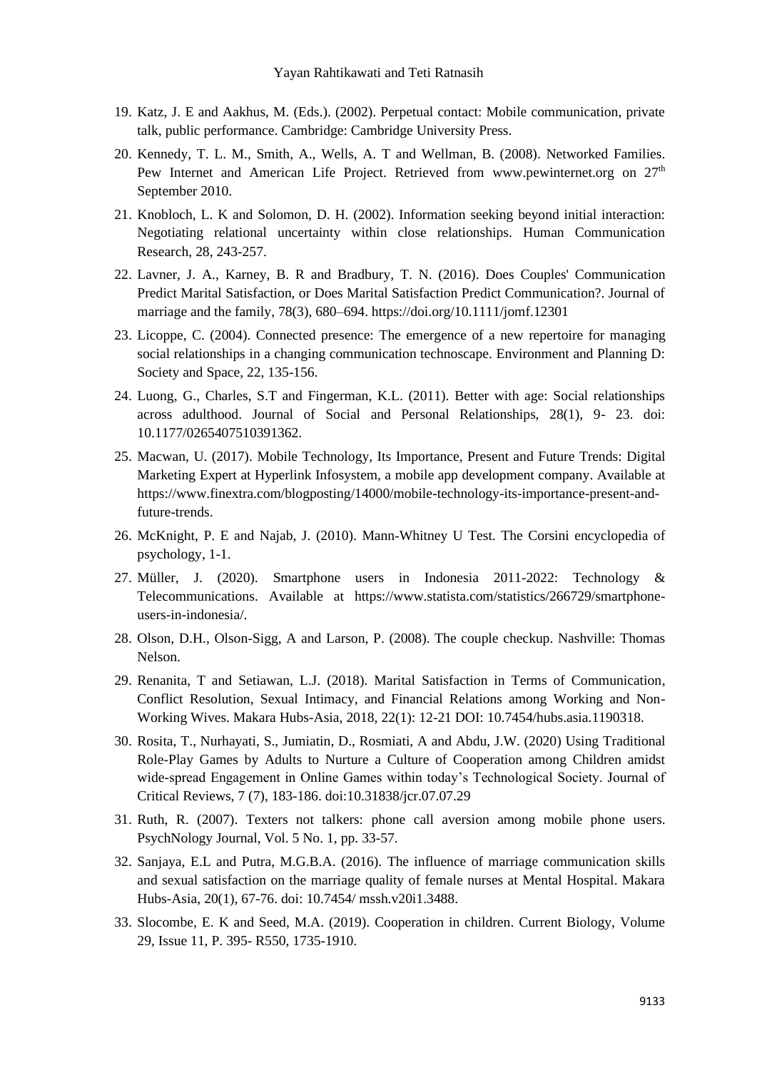19. Katz, J. E and Aakhus, M. (Eds.). (2002). Perpetual contact: Mobile communication, private talk, public performance. Cambridge: Cambridge University Press.
20. Kennedy, T. L. M., Smith, A., Wells, A. T and Wellman, B. (2008). Networked Families. Pew Internet and American Life Project. Retrieved from www.pewinternet.org on 27th September 2010.
21. Knobloch, L. K and Solomon, D. H. (2002). Information seeking beyond initial interaction: Negotiating relational uncertainty within close relationships. Human Communication Research, 28, 243-257.
22. Lavner, J. A., Karney, B. R and Bradbury, T. N. (2016). Does Couples' Communication Predict Marital Satisfaction, or Does Marital Satisfaction Predict Communication?. Journal of marriage and the family, 78(3), 680–694. https://doi.org/10.1111/jomf.12301
23. Licoppe, C. (2004). Connected presence: The emergence of a new repertoire for managing social relationships in a changing communication technoscape. Environment and Planning D: Society and Space, 22, 135-156.
24. Luong, G., Charles, S.T and Fingerman, K.L. (2011). Better with age: Social relationships across adulthood. Journal of Social and Personal Relationships, 28(1), 9- 23. doi: 10.1177/0265407510391362.
25. Macwan, U. (2017). Mobile Technology, Its Importance, Present and Future Trends: Digital Marketing Expert at Hyperlink Infosystem, a mobile app development company. Available at https://www.finextra.com/blogposting/14000/mobile-technology-its-importance-present-and-future-trends.
26. McKnight, P. E and Najab, J. (2010). Mann‐Whitney U Test. The Corsini encyclopedia of psychology, 1-1.
27. Müller, J. (2020). Smartphone users in Indonesia 2011-2022: Technology & Telecommunications. Available at https://www.statista.com/statistics/266729/smartphone-users-in-indonesia/.
28. Olson, D.H., Olson-Sigg, A and Larson, P. (2008). The couple checkup. Nashville: Thomas Nelson.
29. Renanita, T and Setiawan, L.J. (2018). Marital Satisfaction in Terms of Communication, Conflict Resolution, Sexual Intimacy, and Financial Relations among Working and Non-Working Wives. Makara Hubs-Asia, 2018, 22(1): 12-21 DOI: 10.7454/hubs.asia.1190318.
30. Rosita, T., Nurhayati, S., Jumiatin, D., Rosmiati, A and Abdu, J.W. (2020) Using Traditional Role-Play Games by Adults to Nurture a Culture of Cooperation among Children amidst wide-spread Engagement in Online Games within today's Technological Society. Journal of Critical Reviews, 7 (7), 183-186. doi:10.31838/jcr.07.07.29
31. Ruth, R. (2007). Texters not talkers: phone call aversion among mobile phone users. PsychNology Journal, Vol. 5 No. 1, pp. 33-57.
32. Sanjaya, E.L and Putra, M.G.B.A. (2016). The influence of marriage communication skills and sexual satisfaction on the marriage quality of female nurses at Mental Hospital. Makara Hubs-Asia, 20(1), 67-76. doi: 10.7454/ mssh.v20i1.3488.
33. Slocombe, E. K and Seed, M.A. (2019). Cooperation in children. Current Biology, Volume 29, Issue 11, P. 395- R550, 1735-1910.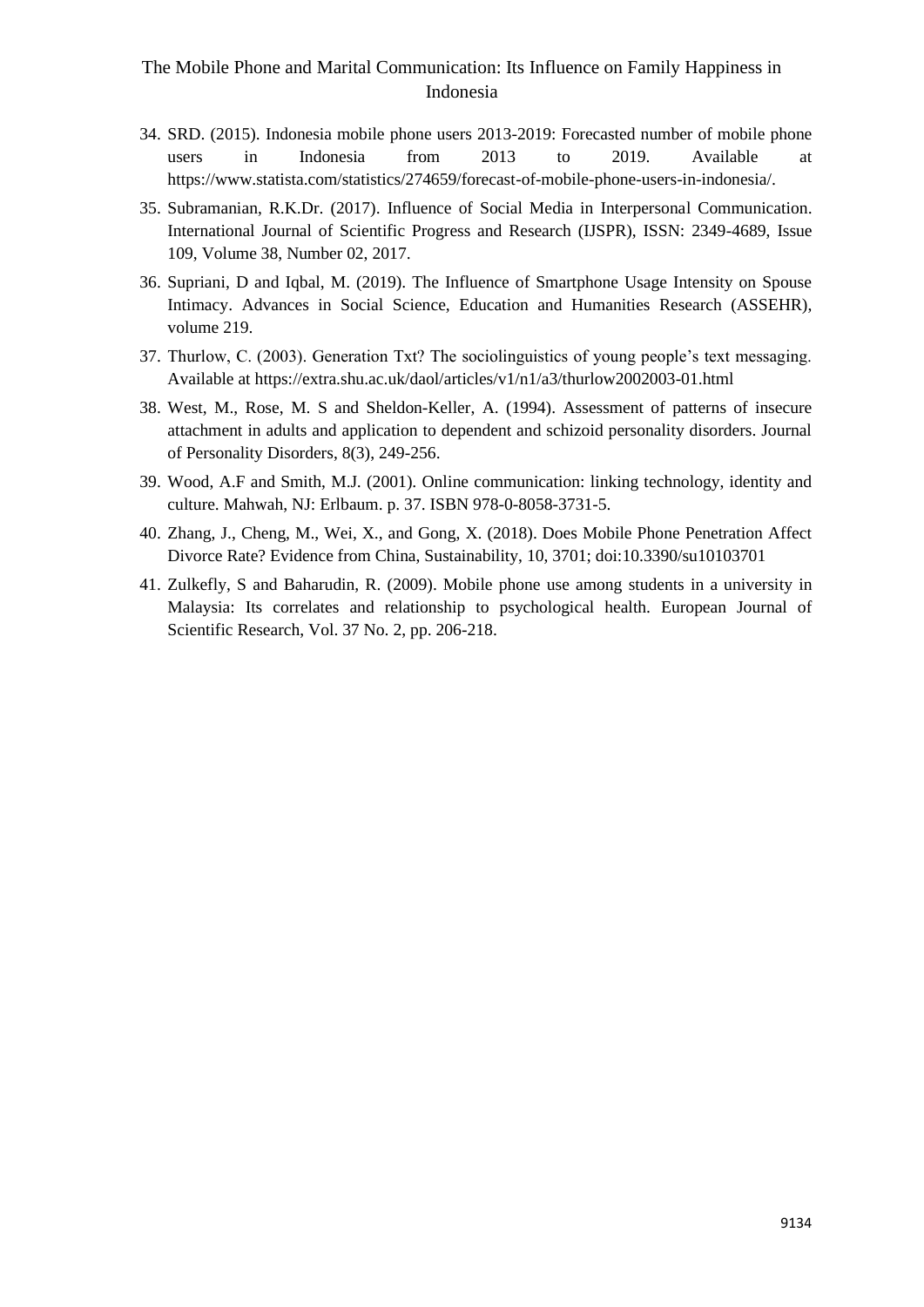34. SRD. (2015). Indonesia mobile phone users 2013-2019: Forecasted number of mobile phone users in Indonesia from 2013 to 2019. Available at https://www.statista.com/statistics/274659/forecast-of-mobile-phone-users-in-indonesia/.
35. Subramanian, R.K.Dr. (2017). Influence of Social Media in Interpersonal Communication. International Journal of Scientific Progress and Research (IJSPR), ISSN: 2349-4689, Issue 109, Volume 38, Number 02, 2017.
36. Supriani, D and Iqbal, M. (2019). The Influence of Smartphone Usage Intensity on Spouse Intimacy. Advances in Social Science, Education and Humanities Research (ASSEHR), volume 219.
37. Thurlow, C. (2003). Generation Txt? The sociolinguistics of young people's text messaging. Available at https://extra.shu.ac.uk/daol/articles/v1/n1/a3/thurlow2002003-01.html
38. West, M., Rose, M. S and Sheldon-Keller, A. (1994). Assessment of patterns of insecure attachment in adults and application to dependent and schizoid personality disorders. Journal of Personality Disorders, 8(3), 249-256.
39. Wood, A.F and Smith, M.J. (2001). Online communication: linking technology, identity and culture. Mahwah, NJ: Erlbaum. p. 37. ISBN 978-0-8058-3731-5.
40. Zhang, J., Cheng, M., Wei, X., and Gong, X. (2018). Does Mobile Phone Penetration Affect Divorce Rate? Evidence from China, Sustainability, 10, 3701; doi:10.3390/su10103701
41. Zulkefly, S and Baharudin, R. (2009). Mobile phone use among students in a university in Malaysia: Its correlates and relationship to psychological health. European Journal of Scientific Research, Vol. 37 No. 2, pp. 206-218.